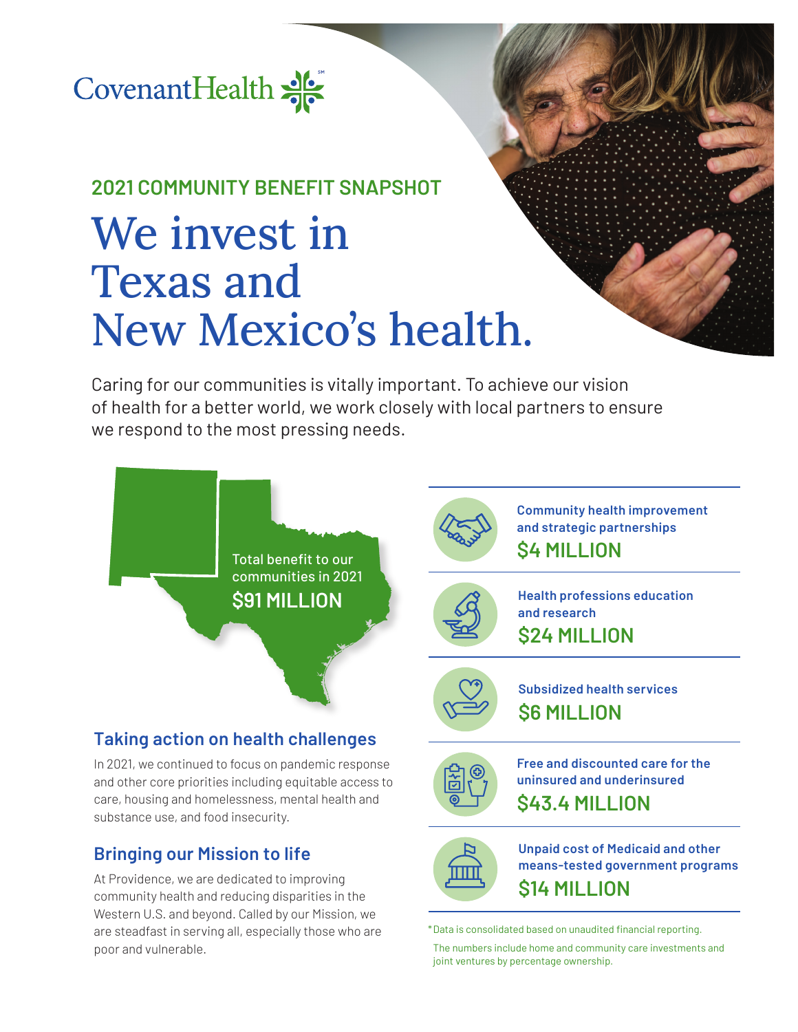CovenantHealth

## 2021 COMMUNITY BENEFIT SNAPSHOT

# We invest in Texas and New Mexico's health.

Caring for our communities is vitally important. To achieve our vision of health for a better world, we work closely with local partners to ensure we respond to the most pressing needs.

Total benefit to our communities in 2021

**$91 MILLION**

**Community health improvement and strategic partnerships**

**$4 MILLION**

**Health professions education and research**

**$24 MILLION**

**Subsidized health services**

**$6 MILLION**

**Free and discounted care for the uninsured and underinsured**

**$43.4 MILLION**

**Unpaid cost of Medicaid and other means-tested government programs**

**$14 MILLION**

*Data is consolidated based on unaudited financial reporting.

The numbers include home and community care investments and joint ventures by percentage ownership.

## Taking action on health challenges

In 2021, we continued to focus on pandemic response and other core priorities including equitable access to care, housing and homelessness, mental health and substance use, and food insecurity.

## Bringing our Mission to life

At Providence, we are dedicated to improving community health and reducing disparities in the Western U.S. and beyond. Called by our Mission, we are steadfast in serving all, especially those who are poor and vulnerable.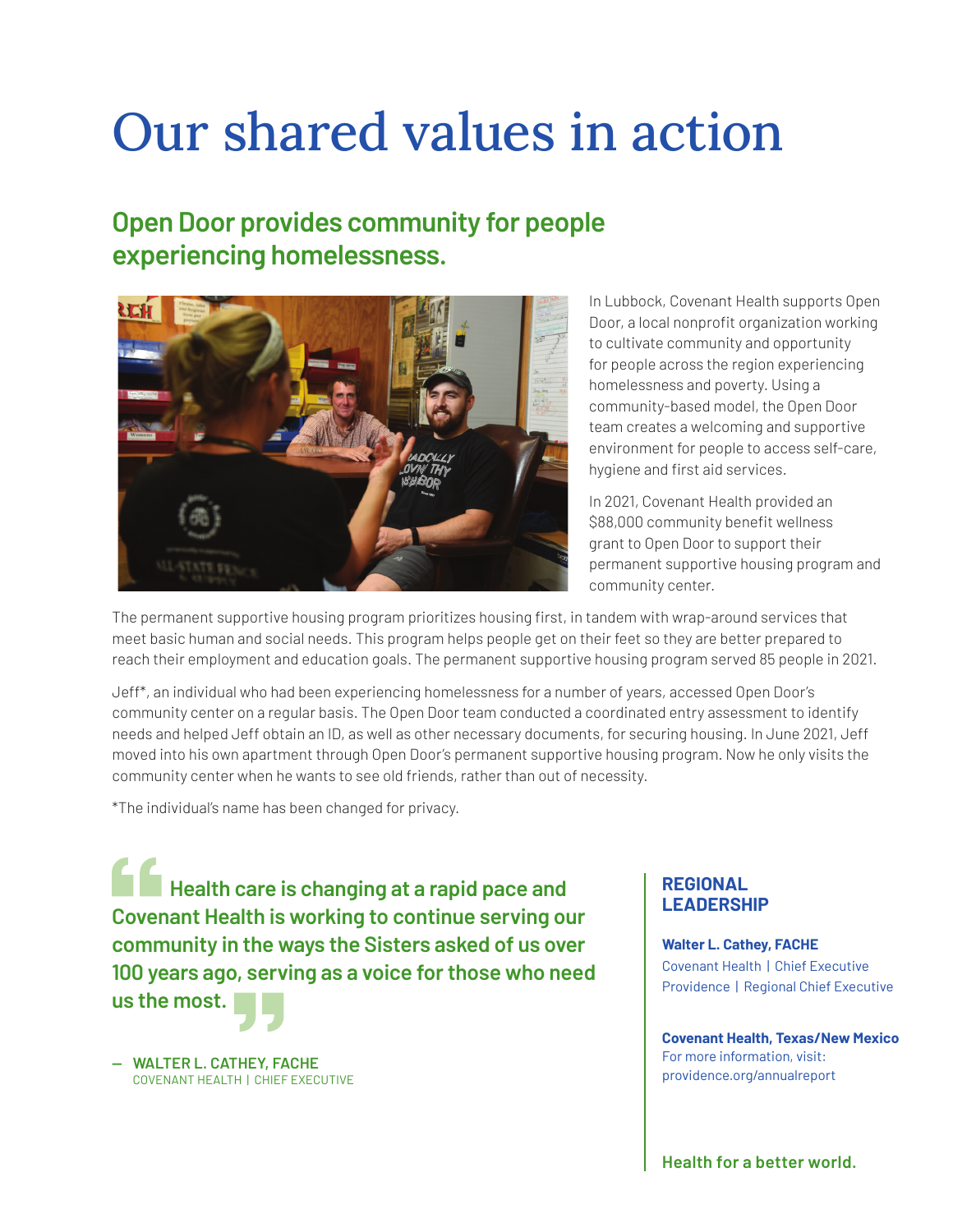# Our shared values in action

## Open Door provides community for people experiencing homelessness.

In Lubbock, Covenant Health supports Open Door, a local nonprofit organization working to cultivate community and opportunity for people across the region experiencing homelessness and poverty. Using a community-based model, the Open Door team creates a welcoming and supportive environment for people to access self-care, hygiene and first aid services.

In 2021, Covenant Health provided an $88,000 community benefit wellness grant to Open Door to support their permanent supportive housing program and community center.

The permanent supportive housing program prioritizes housing first, in tandem with wrap-around services that meet basic human and social needs. This program helps people get on their feet so they are better prepared to reach their employment and education goals. The permanent supportive housing program served 85 people in 2021.

Jeff*, an individual who had been experiencing homelessness for a number of years, accessed Open Door's community center on a regular basis. The Open Door team conducted a coordinated entry assessment to identify needs and helped Jeff obtain an ID, as well as other necessary documents, for securing housing. In June 2021, Jeff moved into his own apartment through Open Door's permanent supportive housing program. Now he only visits the community center when he wants to see old friends, rather than out of necessity.

*The individual's name has been changed for privacy.

> **Health care is changing at a rapid pace and Covenant Health is working to continue serving our community in the ways the Sisters asked of us over 100 years ago, serving as a voice for those who need us the most.**
>
> — **WALTER L. CATHEY, FACHE**
> COVENANT HEALTH | CHIEF EXECUTIVE

### REGIONAL LEADERSHIP

**Walter L. Cathey, FACHE**
Covenant Health | Chief Executive
Providence | Regional Chief Executive

**Covenant Health, Texas/New Mexico**
For more information, visit:
providence.org/annualreport

**Health for a better world.**